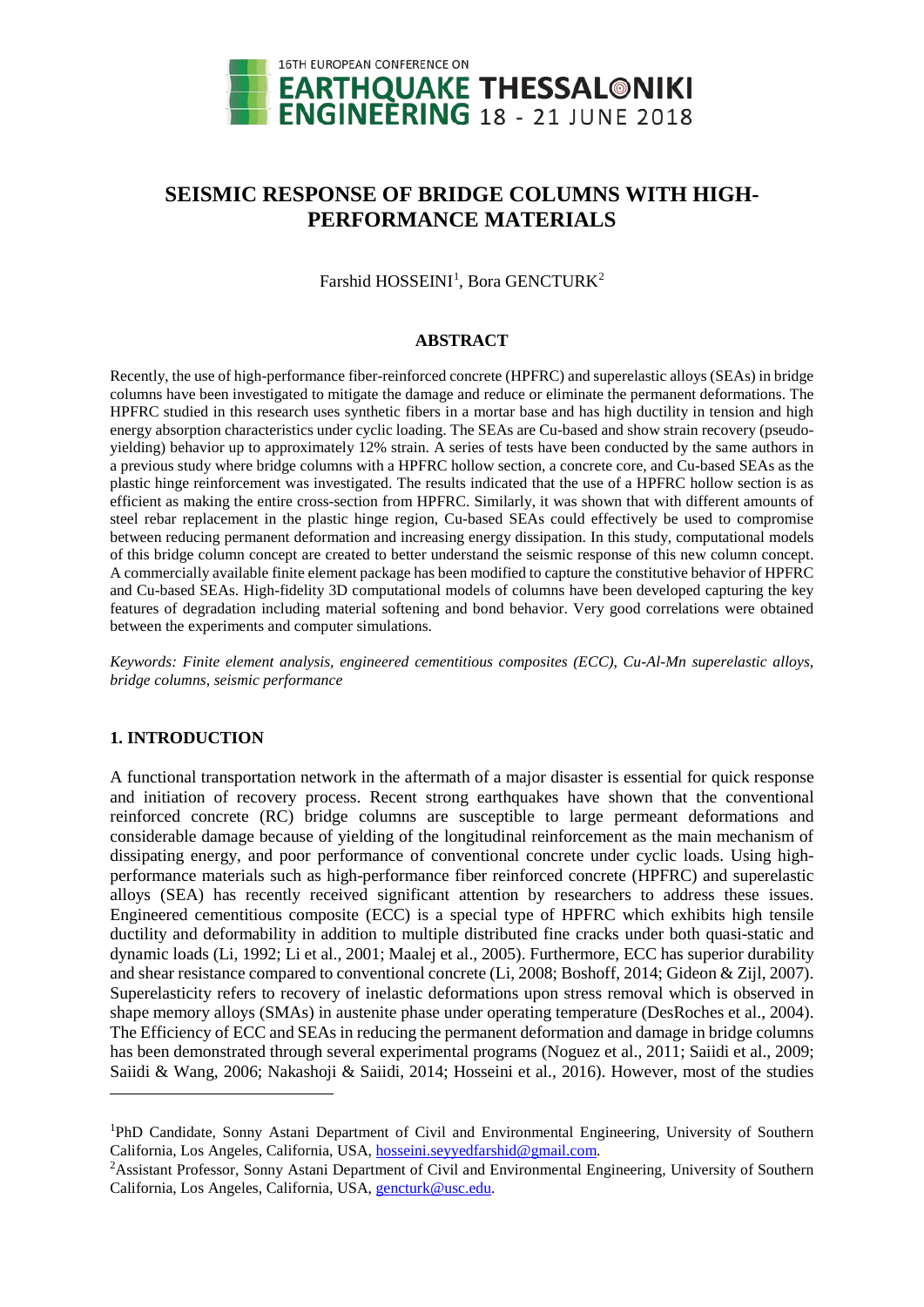# SEISMIC RESPONSE OF BRIDGE COLUMNS WITH HIGH-PERFORMANCE MATERIALS

Farshid HOSSEINI[1], Bora GENCTURK[2]

## ABSTRACT

Recently, the use of high-performance fiber-reinforced concrete (HPFRC) and superelastic alloys (SEAs) in bridge columns have been investigated to mitigate the damage and reduce or eliminate the permanent deformations. The HPFRC studied in this research uses synthetic fibers in a mortar base and has high ductility in tension and high energy absorption characteristics under cyclic loading. The SEAs are Cu-based and show strain recovery (pseudo-yielding) behavior up to approximately 12% strain. A series of tests have been conducted by the same authors in a previous study where bridge columns with a HPFRC hollow section, a concrete core, and Cu-based SEAs as the plastic hinge reinforcement was investigated. The results indicated that the use of a HPFRC hollow section is as efficient as making the entire cross-section from HPFRC. Similarly, it was shown that with different amounts of steel rebar replacement in the plastic hinge region, Cu-based SEAs could effectively be used to compromise between reducing permanent deformation and increasing energy dissipation. In this study, computational models of this bridge column concept are created to better understand the seismic response of this new column concept. A commercially available finite element package has been modified to capture the constitutive behavior of HPFRC and Cu-based SEAs. High-fidelity 3D computational models of columns have been developed capturing the key features of degradation including material softening and bond behavior. Very good correlations were obtained between the experiments and computer simulations.

*Keywords: Finite element analysis, engineered cementitious composites (ECC), Cu-Al-Mn superelastic alloys, bridge columns, seismic performance*

## 1. INTRODUCTION

A functional transportation network in the aftermath of a major disaster is essential for quick response and initiation of recovery process. Recent strong earthquakes have shown that the conventional reinforced concrete (RC) bridge columns are susceptible to large permeant deformations and considerable damage because of yielding of the longitudinal reinforcement as the main mechanism of dissipating energy, and poor performance of conventional concrete under cyclic loads. Using high-performance materials such as high-performance fiber reinforced concrete (HPFRC) and superelastic alloys (SEA) has recently received significant attention by researchers to address these issues. Engineered cementitious composite (ECC) is a special type of HPFRC which exhibits high tensile ductility and deformability in addition to multiple distributed fine cracks under both quasi-static and dynamic loads (Li, 1992; Li et al., 2001; Maalej et al., 2005). Furthermore, ECC has superior durability and shear resistance compared to conventional concrete (Li, 2008; Boshoff, 2014; Gideon & Zijl, 2007). Superelasticity refers to recovery of inelastic deformations upon stress removal which is observed in shape memory alloys (SMAs) in austenite phase under operating temperature (DesRoches et al., 2004). The Efficiency of ECC and SEAs in reducing the permanent deformation and damage in bridge columns has been demonstrated through several experimental programs (Noguez et al., 2011; Saiidi et al., 2009; Saiidi & Wang, 2006; Nakashoji & Saiidi, 2014; Hosseini et al., 2016). However, most of the studies

---

[1]PhD Candidate, Sonny Astani Department of Civil and Environmental Engineering, University of Southern California, Los Angeles, California, USA, hosseini.seyyedfarshid@gmail.com.

[2]Assistant Professor, Sonny Astani Department of Civil and Environmental Engineering, University of Southern California, Los Angeles, California, USA, gencturk@usc.edu.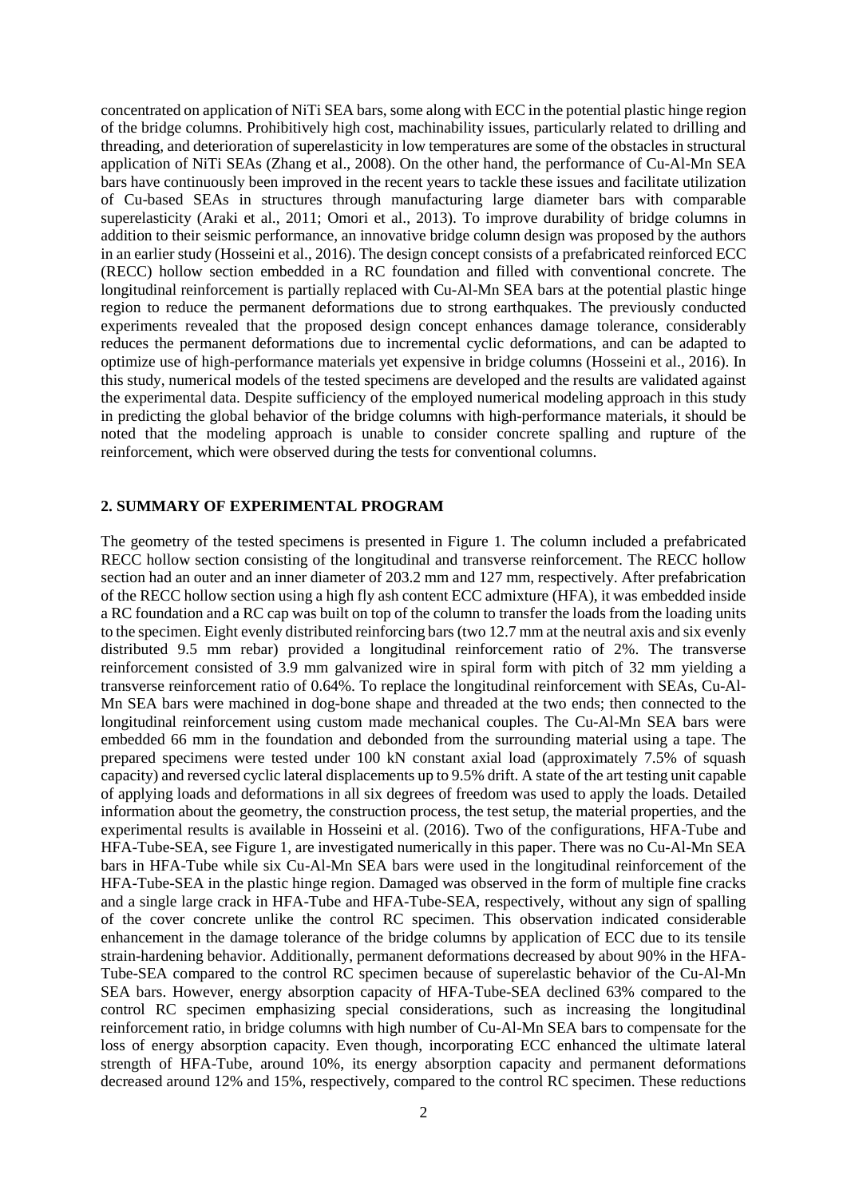concentrated on application of NiTi SEA bars, some along with ECC in the potential plastic hinge region of the bridge columns. Prohibitively high cost, machinability issues, particularly related to drilling and threading, and deterioration of superelasticity in low temperatures are some of the obstacles in structural application of NiTi SEAs (Zhang et al., 2008). On the other hand, the performance of Cu-Al-Mn SEA bars have continuously been improved in the recent years to tackle these issues and facilitate utilization of Cu-based SEAs in structures through manufacturing large diameter bars with comparable superelasticity (Araki et al., 2011; Omori et al., 2013). To improve durability of bridge columns in addition to their seismic performance, an innovative bridge column design was proposed by the authors in an earlier study (Hosseini et al., 2016). The design concept consists of a prefabricated reinforced ECC (RECC) hollow section embedded in a RC foundation and filled with conventional concrete. The longitudinal reinforcement is partially replaced with Cu-Al-Mn SEA bars at the potential plastic hinge region to reduce the permanent deformations due to strong earthquakes. The previously conducted experiments revealed that the proposed design concept enhances damage tolerance, considerably reduces the permanent deformations due to incremental cyclic deformations, and can be adapted to optimize use of high-performance materials yet expensive in bridge columns (Hosseini et al., 2016). In this study, numerical models of the tested specimens are developed and the results are validated against the experimental data. Despite sufficiency of the employed numerical modeling approach in this study in predicting the global behavior of the bridge columns with high-performance materials, it should be noted that the modeling approach is unable to consider concrete spalling and rupture of the reinforcement, which were observed during the tests for conventional columns.

## 2. SUMMARY OF EXPERIMENTAL PROGRAM

The geometry of the tested specimens is presented in Figure 1. The column included a prefabricated RECC hollow section consisting of the longitudinal and transverse reinforcement. The RECC hollow section had an outer and an inner diameter of 203.2 mm and 127 mm, respectively. After prefabrication of the RECC hollow section using a high fly ash content ECC admixture (HFA), it was embedded inside a RC foundation and a RC cap was built on top of the column to transfer the loads from the loading units to the specimen. Eight evenly distributed reinforcing bars (two 12.7 mm at the neutral axis and six evenly distributed 9.5 mm rebar) provided a longitudinal reinforcement ratio of 2%. The transverse reinforcement consisted of 3.9 mm galvanized wire in spiral form with pitch of 32 mm yielding a transverse reinforcement ratio of 0.64%. To replace the longitudinal reinforcement with SEAs, Cu-Al-Mn SEA bars were machined in dog-bone shape and threaded at the two ends; then connected to the longitudinal reinforcement using custom made mechanical couples. The Cu-Al-Mn SEA bars were embedded 66 mm in the foundation and debonded from the surrounding material using a tape. The prepared specimens were tested under 100 kN constant axial load (approximately 7.5% of squash capacity) and reversed cyclic lateral displacements up to 9.5% drift. A state of the art testing unit capable of applying loads and deformations in all six degrees of freedom was used to apply the loads. Detailed information about the geometry, the construction process, the test setup, the material properties, and the experimental results is available in Hosseini et al. (2016). Two of the configurations, HFA-Tube and HFA-Tube-SEA, see Figure 1, are investigated numerically in this paper. There was no Cu-Al-Mn SEA bars in HFA-Tube while six Cu-Al-Mn SEA bars were used in the longitudinal reinforcement of the HFA-Tube-SEA in the plastic hinge region. Damaged was observed in the form of multiple fine cracks and a single large crack in HFA-Tube and HFA-Tube-SEA, respectively, without any sign of spalling of the cover concrete unlike the control RC specimen. This observation indicated considerable enhancement in the damage tolerance of the bridge columns by application of ECC due to its tensile strain-hardening behavior. Additionally, permanent deformations decreased by about 90% in the HFA-Tube-SEA compared to the control RC specimen because of superelastic behavior of the Cu-Al-Mn SEA bars. However, energy absorption capacity of HFA-Tube-SEA declined 63% compared to the control RC specimen emphasizing special considerations, such as increasing the longitudinal reinforcement ratio, in bridge columns with high number of Cu-Al-Mn SEA bars to compensate for the loss of energy absorption capacity. Even though, incorporating ECC enhanced the ultimate lateral strength of HFA-Tube, around 10%, its energy absorption capacity and permanent deformations decreased around 12% and 15%, respectively, compared to the control RC specimen. These reductions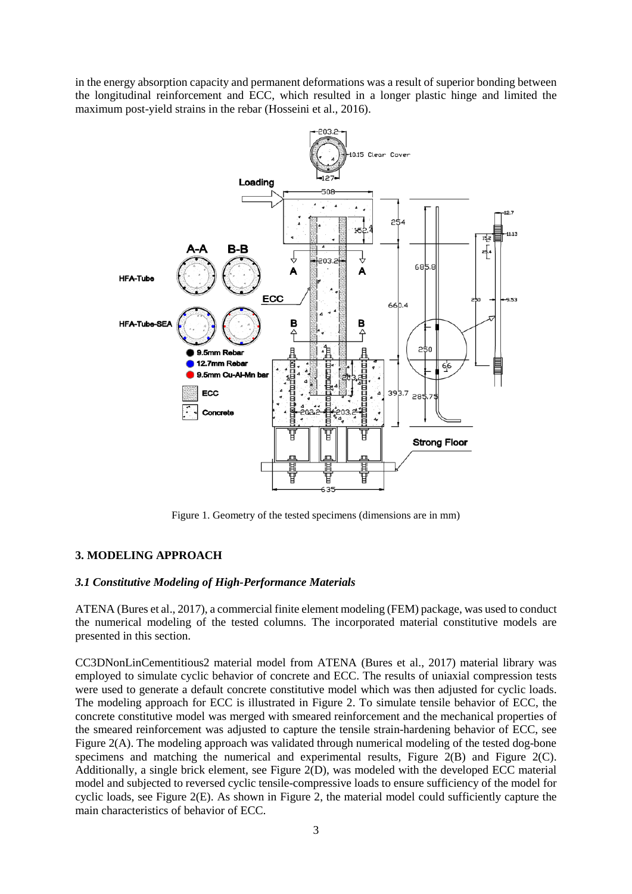in the energy absorption capacity and permanent deformations was a result of superior bonding between the longitudinal reinforcement and ECC, which resulted in a longer plastic hinge and limited the maximum post-yield strains in the rebar (Hosseini et al., 2016).

Figure 1. Geometry of the tested specimens (dimensions are in mm)

## 3. MODELING APPROACH

### *3.1 Constitutive Modeling of High-Performance Materials*

ATENA (Bures et al., 2017), a commercial finite element modeling (FEM) package, was used to conduct the numerical modeling of the tested columns. The incorporated material constitutive models are presented in this section.

CC3DNonLinCementitious2 material model from ATENA (Bures et al., 2017) material library was employed to simulate cyclic behavior of concrete and ECC. The results of uniaxial compression tests were used to generate a default concrete constitutive model which was then adjusted for cyclic loads. The modeling approach for ECC is illustrated in Figure 2. To simulate tensile behavior of ECC, the concrete constitutive model was merged with smeared reinforcement and the mechanical properties of the smeared reinforcement was adjusted to capture the tensile strain-hardening behavior of ECC, see Figure 2(A). The modeling approach was validated through numerical modeling of the tested dog-bone specimens and matching the numerical and experimental results, Figure 2(B) and Figure 2(C). Additionally, a single brick element, see Figure 2(D), was modeled with the developed ECC material model and subjected to reversed cyclic tensile-compressive loads to ensure sufficiency of the model for cyclic loads, see Figure 2(E). As shown in Figure 2, the material model could sufficiently capture the main characteristics of behavior of ECC.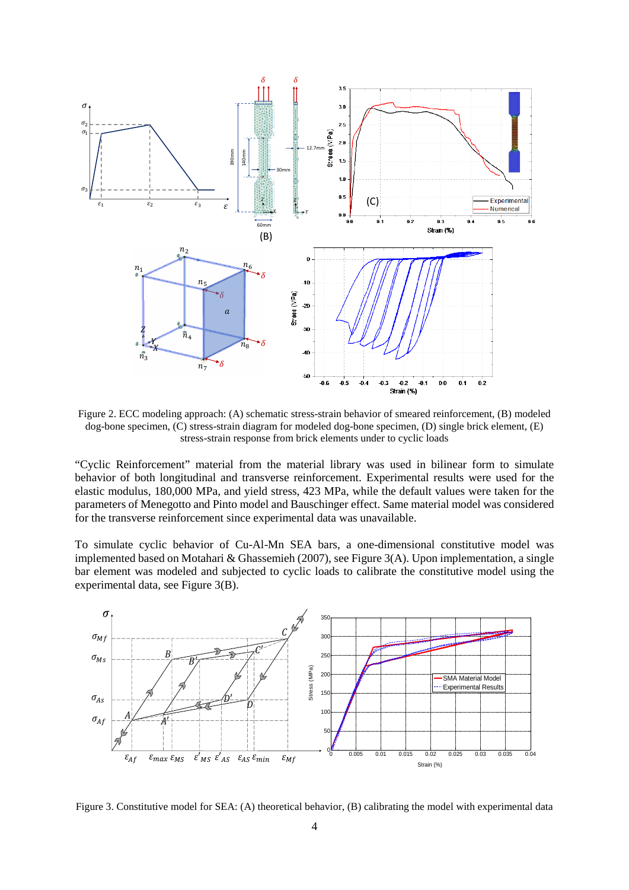Figure 2. ECC modeling approach: (A) schematic stress-strain behavior of smeared reinforcement, (B) modeled dog-bone specimen, (C) stress-strain diagram for modeled dog-bone specimen, (D) single brick element, (E) stress-strain response from brick elements under to cyclic loads

“Cyclic Reinforcement” material from the material library was used in bilinear form to simulate behavior of both longitudinal and transverse reinforcement. Experimental results were used for the elastic modulus, 180,000 MPa, and yield stress, 423 MPa, while the default values were taken for the parameters of Menegotto and Pinto model and Bauschinger effect. Same material model was considered for the transverse reinforcement since experimental data was unavailable.

To simulate cyclic behavior of Cu-Al-Mn SEA bars, a one-dimensional constitutive model was implemented based on Motahari & Ghassemieh (2007), see Figure 3(A). Upon implementation, a single bar element was modeled and subjected to cyclic loads to calibrate the constitutive model using the experimental data, see Figure 3(B).

Figure 3. Constitutive model for SEA: (A) theoretical behavior, (B) calibrating the model with experimental data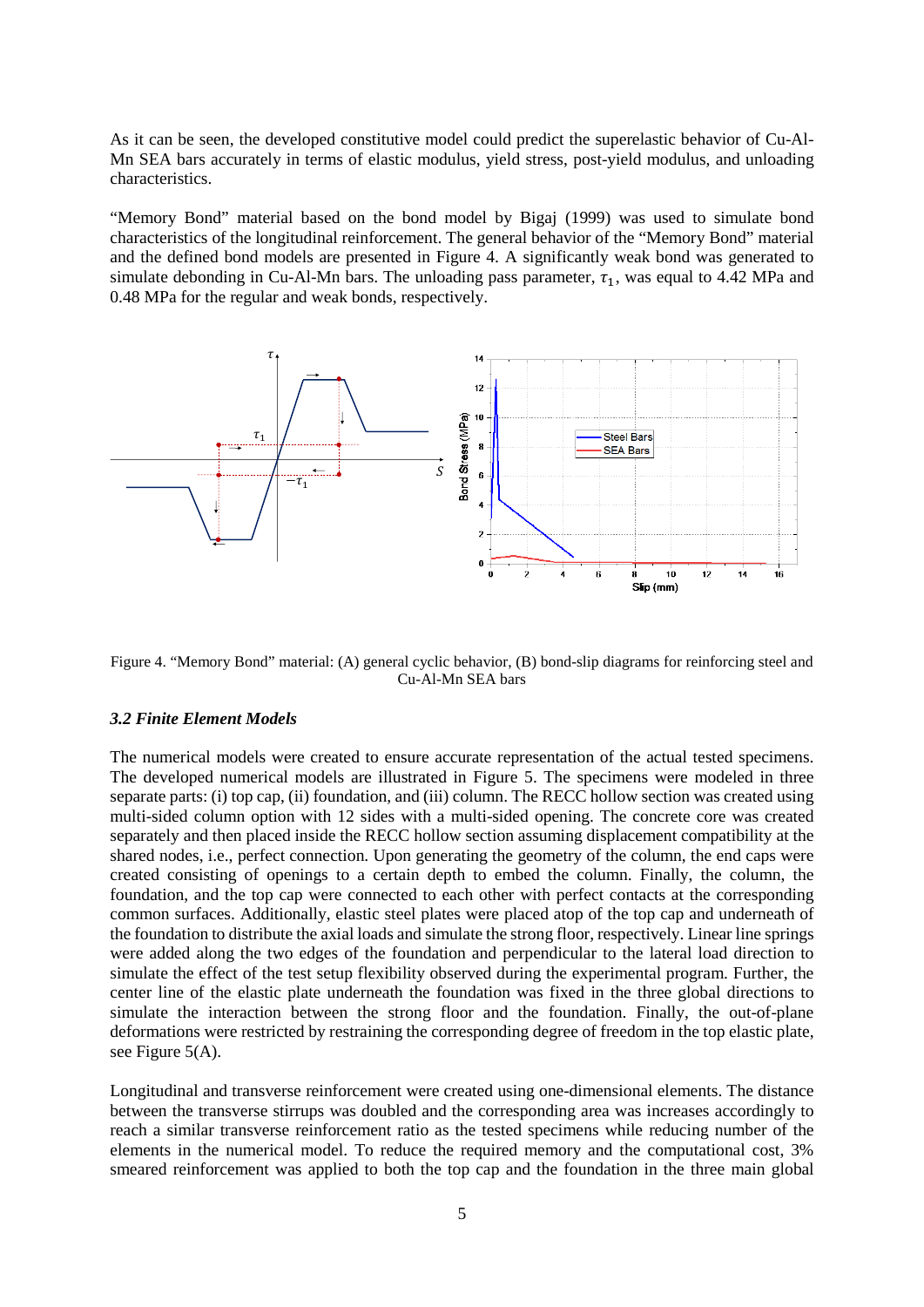As it can be seen, the developed constitutive model could predict the superelastic behavior of Cu-Al-Mn SEA bars accurately in terms of elastic modulus, yield stress, post-yield modulus, and unloading characteristics.

"Memory Bond" material based on the bond model by Bigaj (1999) was used to simulate bond characteristics of the longitudinal reinforcement. The general behavior of the "Memory Bond" material and the defined bond models are presented in Figure 4. A significantly weak bond was generated to simulate debonding in Cu-Al-Mn bars. The unloading pass parameter, $\tau_1$, was equal to 4.42 MPa and 0.48 MPa for the regular and weak bonds, respectively.

Figure 4. "Memory Bond" material: (A) general cyclic behavior, (B) bond-slip diagrams for reinforcing steel and Cu-Al-Mn SEA bars

### *3.2 Finite Element Models*

The numerical models were created to ensure accurate representation of the actual tested specimens. The developed numerical models are illustrated in Figure 5. The specimens were modeled in three separate parts: (i) top cap, (ii) foundation, and (iii) column. The RECC hollow section was created using multi-sided column option with 12 sides with a multi-sided opening. The concrete core was created separately and then placed inside the RECC hollow section assuming displacement compatibility at the shared nodes, i.e., perfect connection. Upon generating the geometry of the column, the end caps were created consisting of openings to a certain depth to embed the column. Finally, the column, the foundation, and the top cap were connected to each other with perfect contacts at the corresponding common surfaces. Additionally, elastic steel plates were placed atop of the top cap and underneath of the foundation to distribute the axial loads and simulate the strong floor, respectively. Linear line springs were added along the two edges of the foundation and perpendicular to the lateral load direction to simulate the effect of the test setup flexibility observed during the experimental program. Further, the center line of the elastic plate underneath the foundation was fixed in the three global directions to simulate the interaction between the strong floor and the foundation. Finally, the out-of-plane deformations were restricted by restraining the corresponding degree of freedom in the top elastic plate, see Figure 5(A).

Longitudinal and transverse reinforcement were created using one-dimensional elements. The distance between the transverse stirrups was doubled and the corresponding area was increases accordingly to reach a similar transverse reinforcement ratio as the tested specimens while reducing number of the elements in the numerical model. To reduce the required memory and the computational cost, 3% smeared reinforcement was applied to both the top cap and the foundation in the three main global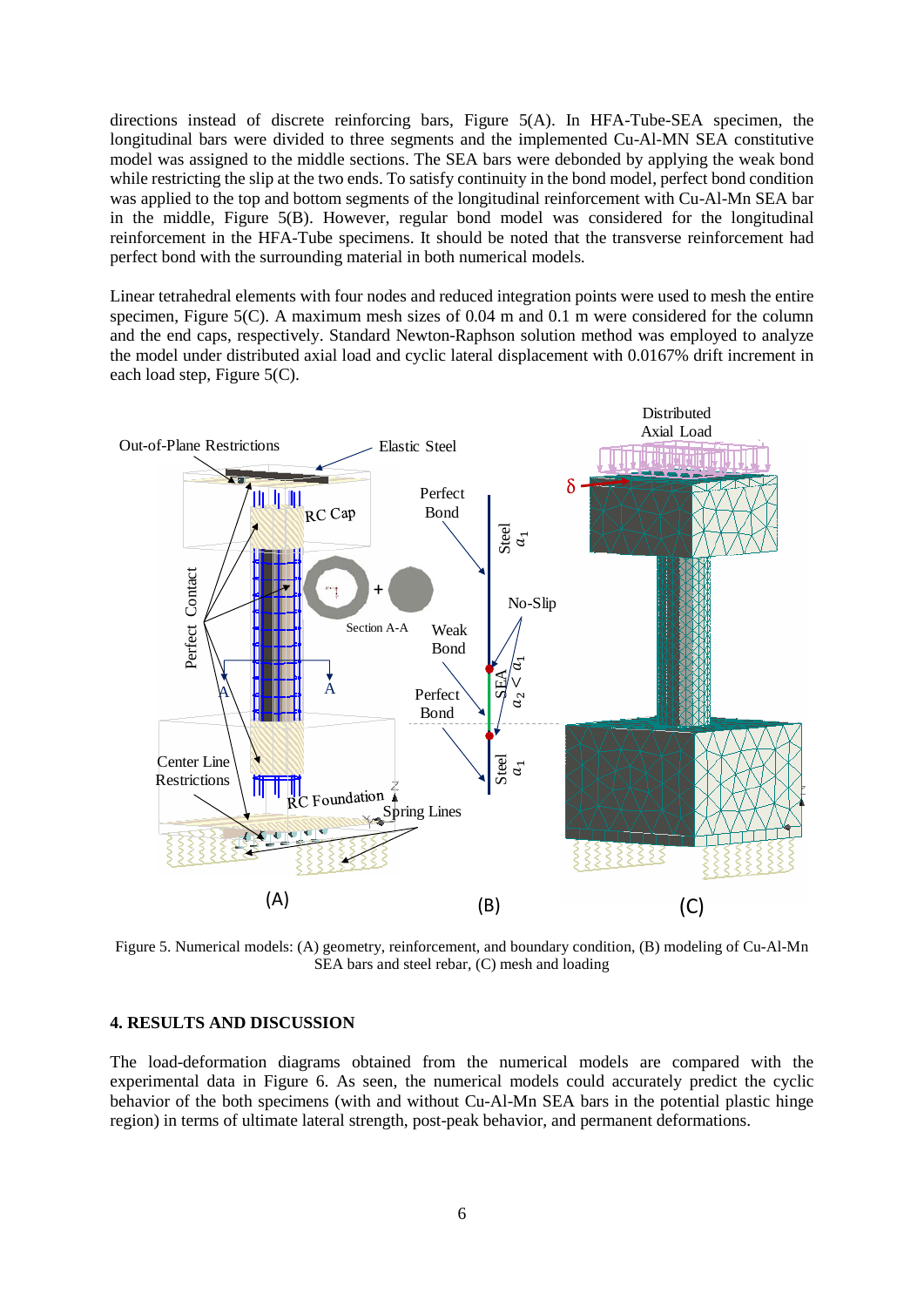directions instead of discrete reinforcing bars, Figure 5(A). In HFA-Tube-SEA specimen, the longitudinal bars were divided to three segments and the implemented Cu-Al-MN SEA constitutive model was assigned to the middle sections. The SEA bars were debonded by applying the weak bond while restricting the slip at the two ends. To satisfy continuity in the bond model, perfect bond condition was applied to the top and bottom segments of the longitudinal reinforcement with Cu-Al-Mn SEA bar in the middle, Figure 5(B). However, regular bond model was considered for the longitudinal reinforcement in the HFA-Tube specimens. It should be noted that the transverse reinforcement had perfect bond with the surrounding material in both numerical models.

Linear tetrahedral elements with four nodes and reduced integration points were used to mesh the entire specimen, Figure 5(C). A maximum mesh sizes of 0.04 m and 0.1 m were considered for the column and the end caps, respectively. Standard Newton-Raphson solution method was employed to analyze the model under distributed axial load and cyclic lateral displacement with 0.0167% drift increment in each load step, Figure 5(C).

Figure 5. Numerical models: (A) geometry, reinforcement, and boundary condition, (B) modeling of Cu-Al-Mn SEA bars and steel rebar, (C) mesh and loading

## 4. RESULTS AND DISCUSSION

The load-deformation diagrams obtained from the numerical models are compared with the experimental data in Figure 6. As seen, the numerical models could accurately predict the cyclic behavior of the both specimens (with and without Cu-Al-Mn SEA bars in the potential plastic hinge region) in terms of ultimate lateral strength, post-peak behavior, and permanent deformations.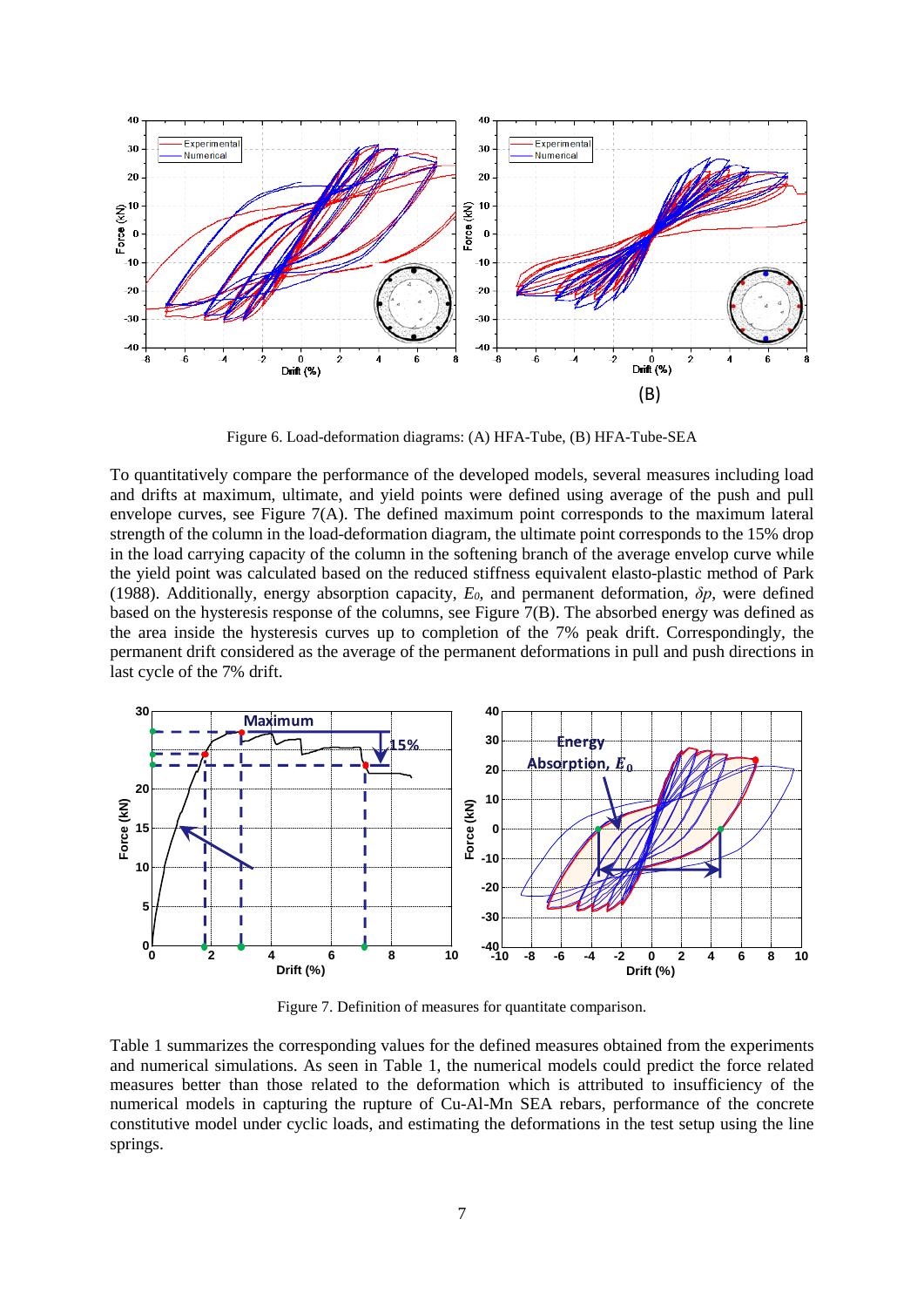Figure 6. Load-deformation diagrams: (A) HFA-Tube, (B) HFA-Tube-SEA

To quantitatively compare the performance of the developed models, several measures including load and drifts at maximum, ultimate, and yield points were defined using average of the push and pull envelope curves, see Figure 7(A). The defined maximum point corresponds to the maximum lateral strength of the column in the load-deformation diagram, the ultimate point corresponds to the 15% drop in the load carrying capacity of the column in the softening branch of the average envelop curve while the yield point was calculated based on the reduced stiffness equivalent elasto-plastic method of Park (1988). Additionally, energy absorption capacity, $E_0$, and permanent deformation, $\delta p$, were defined based on the hysteresis response of the columns, see Figure 7(B). The absorbed energy was defined as the area inside the hysteresis curves up to completion of the 7% peak drift. Correspondingly, the permanent drift considered as the average of the permanent deformations in pull and push directions in last cycle of the 7% drift.

Figure 7. Definition of measures for quantitate comparison.

Table 1 summarizes the corresponding values for the defined measures obtained from the experiments and numerical simulations. As seen in Table 1, the numerical models could predict the force related measures better than those related to the deformation which is attributed to insufficiency of the numerical models in capturing the rupture of Cu-Al-Mn SEA rebars, performance of the concrete constitutive model under cyclic loads, and estimating the deformations in the test setup using the line springs.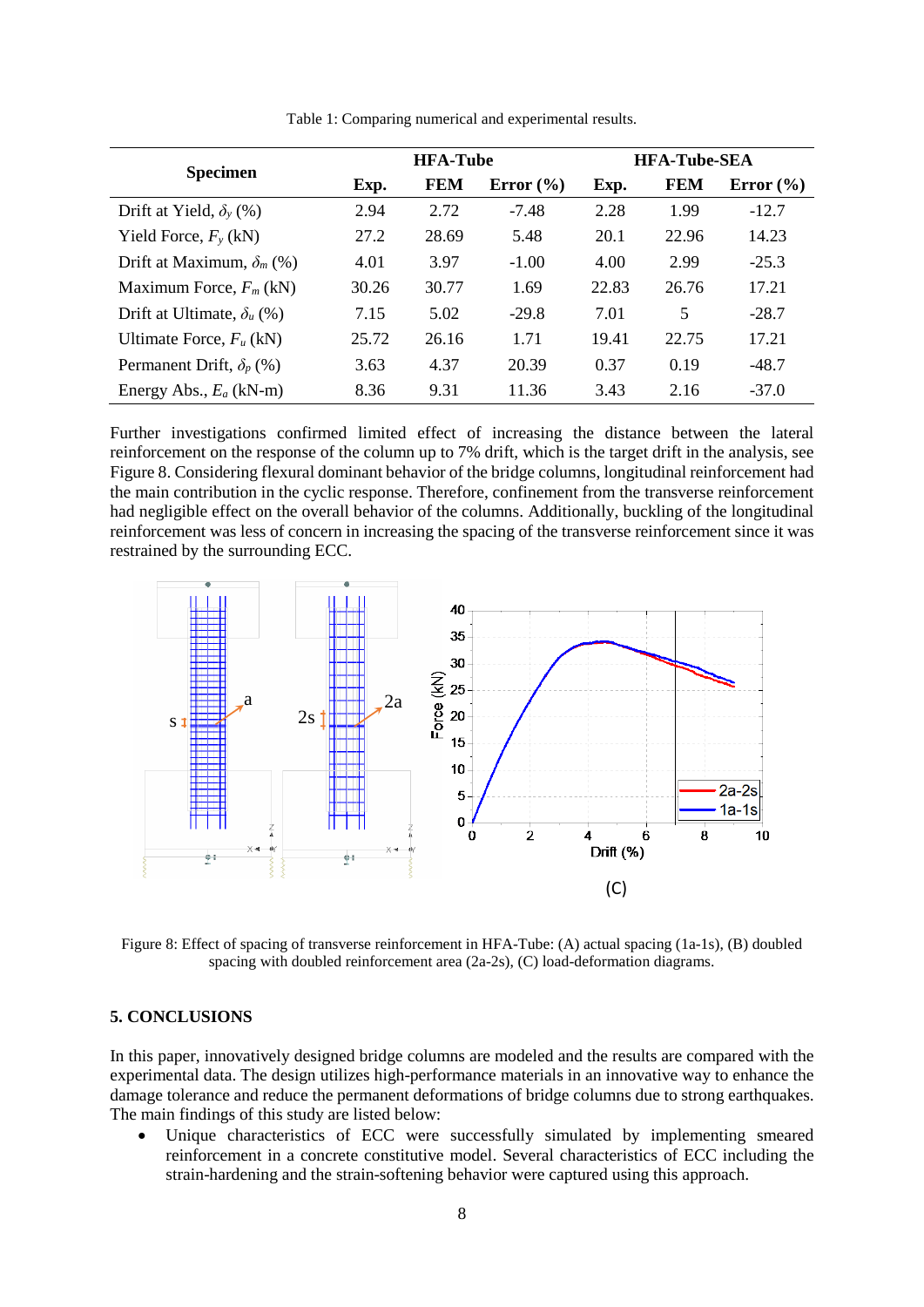Table 1: Comparing numerical and experimental results.

| Specimen | HFA-Tube | | | HFA-Tube-SEA | | |
|---|---|---|---|---|---|---|
| | Exp. | FEM | Error (%) | Exp. | FEM | Error (%) |
| Drift at Yield, $\delta_y$ (%) | 2.94 | 2.72 | -7.48 | 2.28 | 1.99 | -12.7 |
| Yield Force, $F_y$ (kN) | 27.2 | 28.69 | 5.48 | 20.1 | 22.96 | 14.23 |
| Drift at Maximum, $\delta_m$ (%) | 4.01 | 3.97 | -1.00 | 4.00 | 2.99 | -25.3 |
| Maximum Force, $F_m$ (kN) | 30.26 | 30.77 | 1.69 | 22.83 | 26.76 | 17.21 |
| Drift at Ultimate, $\delta_u$ (%) | 7.15 | 5.02 | -29.8 | 7.01 | 5 | -28.7 |
| Ultimate Force, $F_u$ (kN) | 25.72 | 26.16 | 1.71 | 19.41 | 22.75 | 17.21 |
| Permanent Drift, $\delta_p$ (%) | 3.63 | 4.37 | 20.39 | 0.37 | 0.19 | -48.7 |
| Energy Abs., $E_a$ (kN-m) | 8.36 | 9.31 | 11.36 | 3.43 | 2.16 | -37.0 |

Further investigations confirmed limited effect of increasing the distance between the lateral reinforcement on the response of the column up to 7% drift, which is the target drift in the analysis, see Figure 8. Considering flexural dominant behavior of the bridge columns, longitudinal reinforcement had the main contribution in the cyclic response. Therefore, confinement from the transverse reinforcement had negligible effect on the overall behavior of the columns. Additionally, buckling of the longitudinal reinforcement was less of concern in increasing the spacing of the transverse reinforcement since it was restrained by the surrounding ECC.

Figure 8: Effect of spacing of transverse reinforcement in HFA-Tube: (A) actual spacing (1a-1s), (B) doubled spacing with doubled reinforcement area (2a-2s), (C) load-deformation diagrams.

## 5. CONCLUSIONS

In this paper, innovatively designed bridge columns are modeled and the results are compared with the experimental data. The design utilizes high-performance materials in an innovative way to enhance the damage tolerance and reduce the permanent deformations of bridge columns due to strong earthquakes. The main findings of this study are listed below:

- Unique characteristics of ECC were successfully simulated by implementing smeared reinforcement in a concrete constitutive model. Several characteristics of ECC including the strain-hardening and the strain-softening behavior were captured using this approach.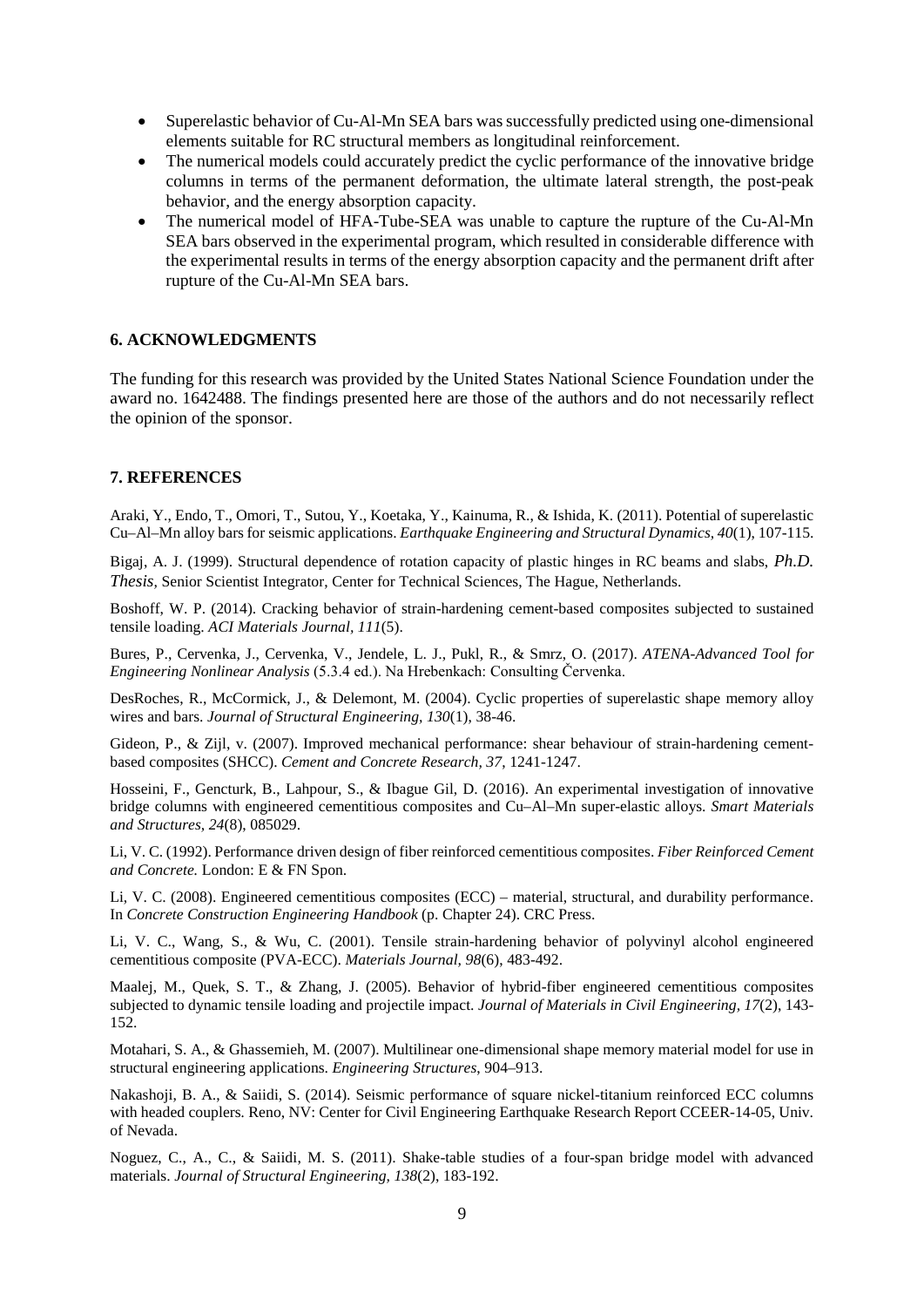- Superelastic behavior of Cu-Al-Mn SEA bars was successfully predicted using one-dimensional elements suitable for RC structural members as longitudinal reinforcement.
- The numerical models could accurately predict the cyclic performance of the innovative bridge columns in terms of the permanent deformation, the ultimate lateral strength, the post-peak behavior, and the energy absorption capacity.
- The numerical model of HFA-Tube-SEA was unable to capture the rupture of the Cu-Al-Mn SEA bars observed in the experimental program, which resulted in considerable difference with the experimental results in terms of the energy absorption capacity and the permanent drift after rupture of the Cu-Al-Mn SEA bars.

## 6. ACKNOWLEDGMENTS

The funding for this research was provided by the United States National Science Foundation under the award no. 1642488. The findings presented here are those of the authors and do not necessarily reflect the opinion of the sponsor.

## 7. REFERENCES

Araki, Y., Endo, T., Omori, T., Sutou, Y., Koetaka, Y., Kainuma, R., & Ishida, K. (2011). Potential of superelastic Cu–Al–Mn alloy bars for seismic applications. *Earthquake Engineering and Structural Dynamics, 40*(1), 107-115.

Bigaj, A. J. (1999). Structural dependence of rotation capacity of plastic hinges in RC beams and slabs, *Ph.D. Thesis,* Senior Scientist Integrator, Center for Technical Sciences, The Hague, Netherlands.

Boshoff, W. P. (2014). Cracking behavior of strain-hardening cement-based composites subjected to sustained tensile loading. *ACI Materials Journal, 111*(5).

Bures, P., Cervenka, J., Cervenka, V., Jendele, L. J., Pukl, R., & Smrz, O. (2017). *ATENA-Advanced Tool for Engineering Nonlinear Analysis* (5.3.4 ed.). Na Hrebenkach: Consulting Červenka.

DesRoches, R., McCormick, J., & Delemont, M. (2004). Cyclic properties of superelastic shape memory alloy wires and bars. *Journal of Structural Engineering, 130*(1), 38-46.

Gideon, P., & Zijl, v. (2007). Improved mechanical performance: shear behaviour of strain-hardening cement-based composites (SHCC). *Cement and Concrete Research, 37*, 1241-1247.

Hosseini, F., Gencturk, B., Lahpour, S., & Ibague Gil, D. (2016). An experimental investigation of innovative bridge columns with engineered cementitious composites and Cu–Al–Mn super-elastic alloys. *Smart Materials and Structures, 24*(8), 085029.

Li, V. C. (1992). Performance driven design of fiber reinforced cementitious composites. *Fiber Reinforced Cement and Concrete.* London: E & FN Spon.

Li, V. C. (2008). Engineered cementitious composites (ECC) – material, structural, and durability performance. In *Concrete Construction Engineering Handbook* (p. Chapter 24). CRC Press.

Li, V. C., Wang, S., & Wu, C. (2001). Tensile strain-hardening behavior of polyvinyl alcohol engineered cementitious composite (PVA-ECC). *Materials Journal, 98*(6), 483-492.

Maalej, M., Quek, S. T., & Zhang, J. (2005). Behavior of hybrid-fiber engineered cementitious composites subjected to dynamic tensile loading and projectile impact. *Journal of Materials in Civil Engineering, 17*(2), 143-152.

Motahari, S. A., & Ghassemieh, M. (2007). Multilinear one-dimensional shape memory material model for use in structural engineering applications. *Engineering Structures*, 904–913.

Nakashoji, B. A., & Saiidi, S. (2014). Seismic performance of square nickel-titanium reinforced ECC columns with headed couplers. Reno, NV: Center for Civil Engineering Earthquake Research Report CCEER-14-05, Univ. of Nevada.

Noguez, C., A., C., & Saiidi, M. S. (2011). Shake-table studies of a four-span bridge model with advanced materials. *Journal of Structural Engineering, 138*(2), 183-192.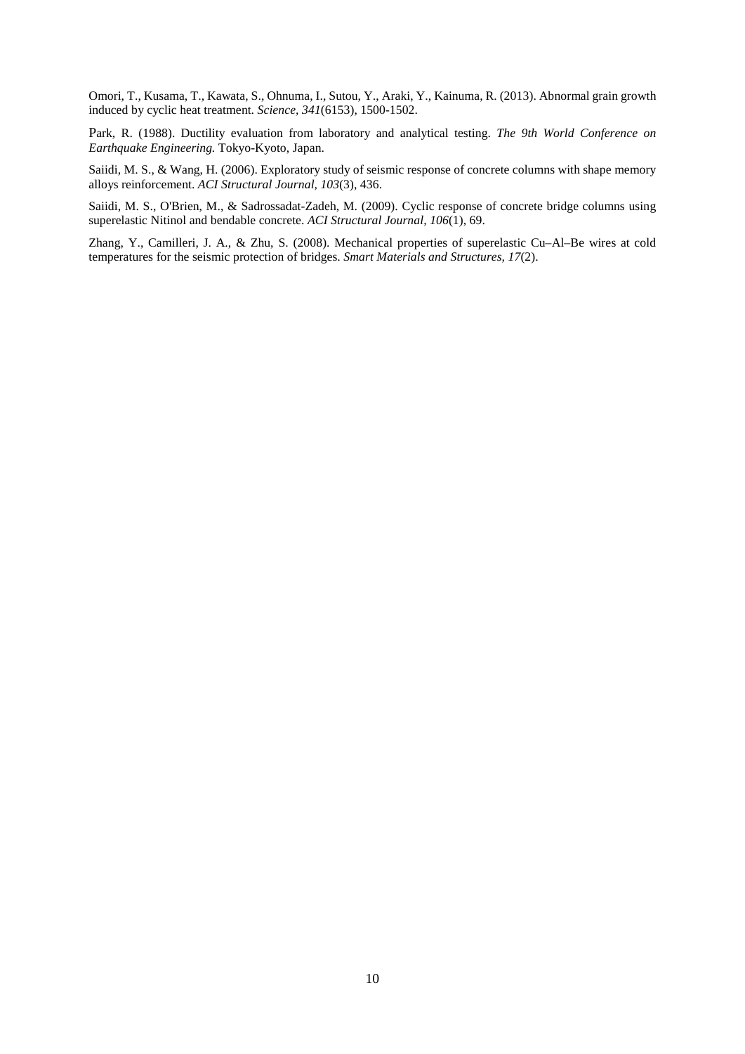Omori, T., Kusama, T., Kawata, S., Ohnuma, I., Sutou, Y., Araki, Y., Kainuma, R. (2013). Abnormal grain growth induced by cyclic heat treatment. *Science, 341*(6153), 1500-1502.

Park, R. (1988). Ductility evaluation from laboratory and analytical testing. *The 9th World Conference on Earthquake Engineering.* Tokyo-Kyoto, Japan.

Saiidi, M. S., & Wang, H. (2006). Exploratory study of seismic response of concrete columns with shape memory alloys reinforcement. *ACI Structural Journal, 103*(3), 436.

Saiidi, M. S., O'Brien, M., & Sadrossadat-Zadeh, M. (2009). Cyclic response of concrete bridge columns using superelastic Nitinol and bendable concrete. *ACI Structural Journal, 106*(1), 69.

Zhang, Y., Camilleri, J. A., & Zhu, S. (2008). Mechanical properties of superelastic Cu–Al–Be wires at cold temperatures for the seismic protection of bridges. *Smart Materials and Structures, 17*(2).